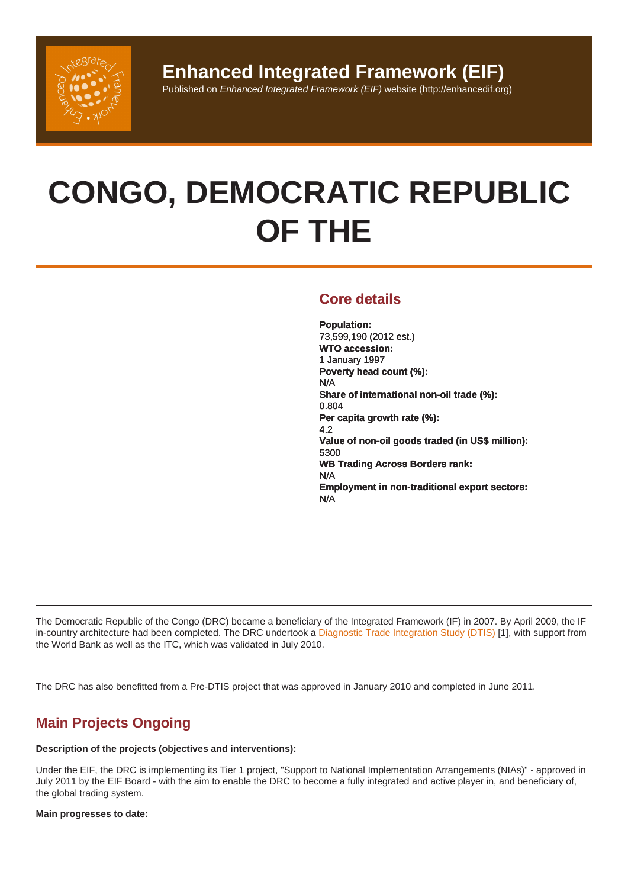# Enhanced Integrated Framework (EIF)

Published on *Enhanced Integrated Framework (EIF)* website (http://enhancedif.org)

# CONGO, DEMOCRATIC REPUBLIC OF THE

## Core details

**Population:**
73,599,190 (2012 est.)
**WTO accession:**
1 January 1997
**Poverty head count (%):**
N/A
**Share of international non-oil trade (%):**
0.804
**Per capita growth rate (%):**
4.2
**Value of non-oil goods traded (in US$ million):**
5300
**WB Trading Across Borders rank:**
N/A
**Employment in non-traditional export sectors:**
N/A

The Democratic Republic of the Congo (DRC) became a beneficiary of the Integrated Framework (IF) in 2007. By April 2009, the IF in-country architecture had been completed. The DRC undertook a Diagnostic Trade Integration Study (DTIS) [1], with support from the World Bank as well as the ITC, which was validated in July 2010.

The DRC has also benefitted from a Pre-DTIS project that was approved in January 2010 and completed in June 2011.

## Main Projects Ongoing

**Description of the projects (objectives and interventions):**

Under the EIF, the DRC is implementing its Tier 1 project, "Support to National Implementation Arrangements (NIAs)" - approved in July 2011 by the EIF Board - with the aim to enable the DRC to become a fully integrated and active player in, and beneficiary of, the global trading system.

**Main progresses to date:**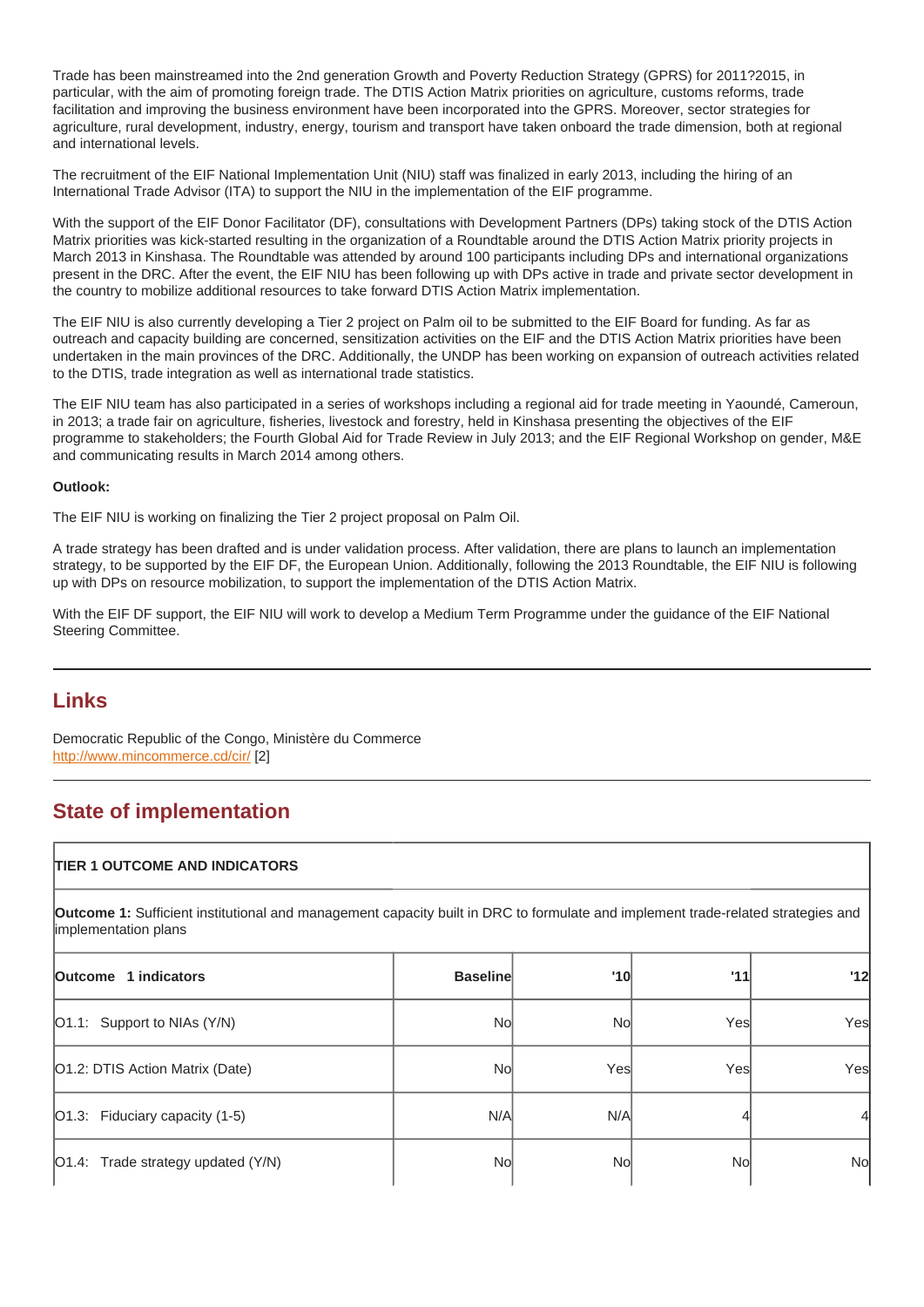Trade has been mainstreamed into the 2nd generation Growth and Poverty Reduction Strategy (GPRS) for 2011?2015, in particular, with the aim of promoting foreign trade. The DTIS Action Matrix priorities on agriculture, customs reforms, trade facilitation and improving the business environment have been incorporated into the GPRS. Moreover, sector strategies for agriculture, rural development, industry, energy, tourism and transport have taken onboard the trade dimension, both at regional and international levels.

The recruitment of the EIF National Implementation Unit (NIU) staff was finalized in early 2013, including the hiring of an International Trade Advisor (ITA) to support the NIU in the implementation of the EIF programme.

With the support of the EIF Donor Facilitator (DF), consultations with Development Partners (DPs) taking stock of the DTIS Action Matrix priorities was kick-started resulting in the organization of a Roundtable around the DTIS Action Matrix priority projects in March 2013 in Kinshasa. The Roundtable was attended by around 100 participants including DPs and international organizations present in the DRC. After the event, the EIF NIU has been following up with DPs active in trade and private sector development in the country to mobilize additional resources to take forward DTIS Action Matrix implementation.

The EIF NIU is also currently developing a Tier 2 project on Palm oil to be submitted to the EIF Board for funding. As far as outreach and capacity building are concerned, sensitization activities on the EIF and the DTIS Action Matrix priorities have been undertaken in the main provinces of the DRC. Additionally, the UNDP has been working on expansion of outreach activities related to the DTIS, trade integration as well as international trade statistics.

The EIF NIU team has also participated in a series of workshops including a regional aid for trade meeting in Yaoundé, Cameroun, in 2013; a trade fair on agriculture, fisheries, livestock and forestry, held in Kinshasa presenting the objectives of the EIF programme to stakeholders; the Fourth Global Aid for Trade Review in July 2013; and the EIF Regional Workshop on gender, M&E and communicating results in March 2014 among others.

**Outlook:**

The EIF NIU is working on finalizing the Tier 2 project proposal on Palm Oil.

A trade strategy has been drafted and is under validation process. After validation, there are plans to launch an implementation strategy, to be supported by the EIF DF, the European Union. Additionally, following the 2013 Roundtable, the EIF NIU is following up with DPs on resource mobilization, to support the implementation of the DTIS Action Matrix.

With the EIF DF support, the EIF NIU will work to develop a Medium Term Programme under the guidance of the EIF National Steering Committee.

## Links

Democratic Republic of the Congo, Ministère du Commerce
http://www.mincommerce.cd/cir/ [2]

## State of implementation

| **TIER 1 OUTCOME AND INDICATORS** | | | | |
|---|---|---|---|---|
| **Outcome 1:** Sufficient institutional and management capacity built in DRC to formulate and implement trade-related strategies and implementation plans | | | | |
| **Outcome 1 indicators** | **Baseline** | **'10** | **'11** | **'12** |
| O1.1: Support to NIAs (Y/N) | No | No | Yes | Yes |
| O1.2: DTIS Action Matrix (Date) | No | Yes | Yes | Yes |
| O1.3: Fiduciary capacity (1-5) | N/A | N/A | 4 | 4 |
| O1.4: Trade strategy updated (Y/N) | No | No | No | No |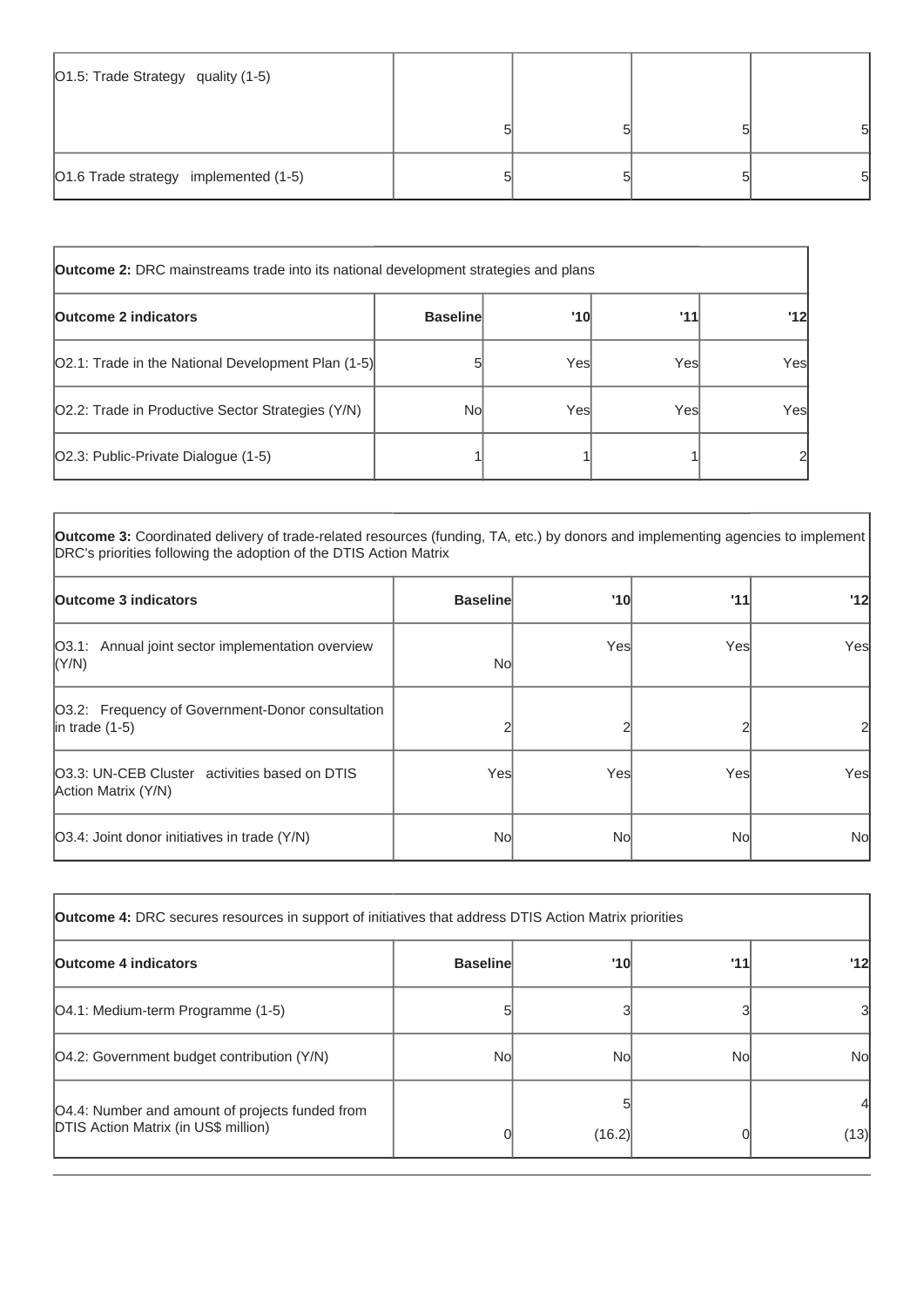| O1.5: Trade Strategy quality (1-5) | 5 | 5 | 5 | 5 |
|---|---|---|---|---|
| O1.6 Trade strategy implemented (1-5) | 5 | 5 | 5 | 5 |

| **Outcome 2:** DRC mainstreams trade into its national development strategies and plans | | | | |
|---|---|---|---|---|
| **Outcome 2 indicators** | **Baseline** | **'10** | **'11** | **'12** |
| O2.1: Trade in the National Development Plan (1-5) | 5 | Yes | Yes | Yes |
| O2.2: Trade in Productive Sector Strategies (Y/N) | No | Yes | Yes | Yes |
| O2.3: Public-Private Dialogue (1-5) | 1 | 1 | 1 | 2 |

| **Outcome 3:** Coordinated delivery of trade-related resources (funding, TA, etc.) by donors and implementing agencies to implement DRC's priorities following the adoption of the DTIS Action Matrix | | | | |
|---|---|---|---|---|
| **Outcome 3 indicators** | **Baseline** | **'10** | **'11** | **'12** |
| O3.1: Annual joint sector implementation overview (Y/N) | No | Yes | Yes | Yes |
| O3.2: Frequency of Government-Donor consultation in trade (1-5) | 2 | 2 | 2 | 2 |
| O3.3: UN-CEB Cluster activities based on DTIS Action Matrix (Y/N) | Yes | Yes | Yes | Yes |
| O3.4: Joint donor initiatives in trade (Y/N) | No | No | No | No |

| **Outcome 4:** DRC secures resources in support of initiatives that address DTIS Action Matrix priorities | | | | |
|---|---|---|---|---|
| **Outcome 4 indicators** | **Baseline** | **'10** | **'11** | **'12** |
| O4.1: Medium-term Programme (1-5) | 5 | 3 | 3 | 3 |
| O4.2: Government budget contribution (Y/N) | No | No | No | No |
| O4.4: Number and amount of projects funded from DTIS Action Matrix (in US$ million) | 0 | 5 (16.2) | 0 | 4 (13) |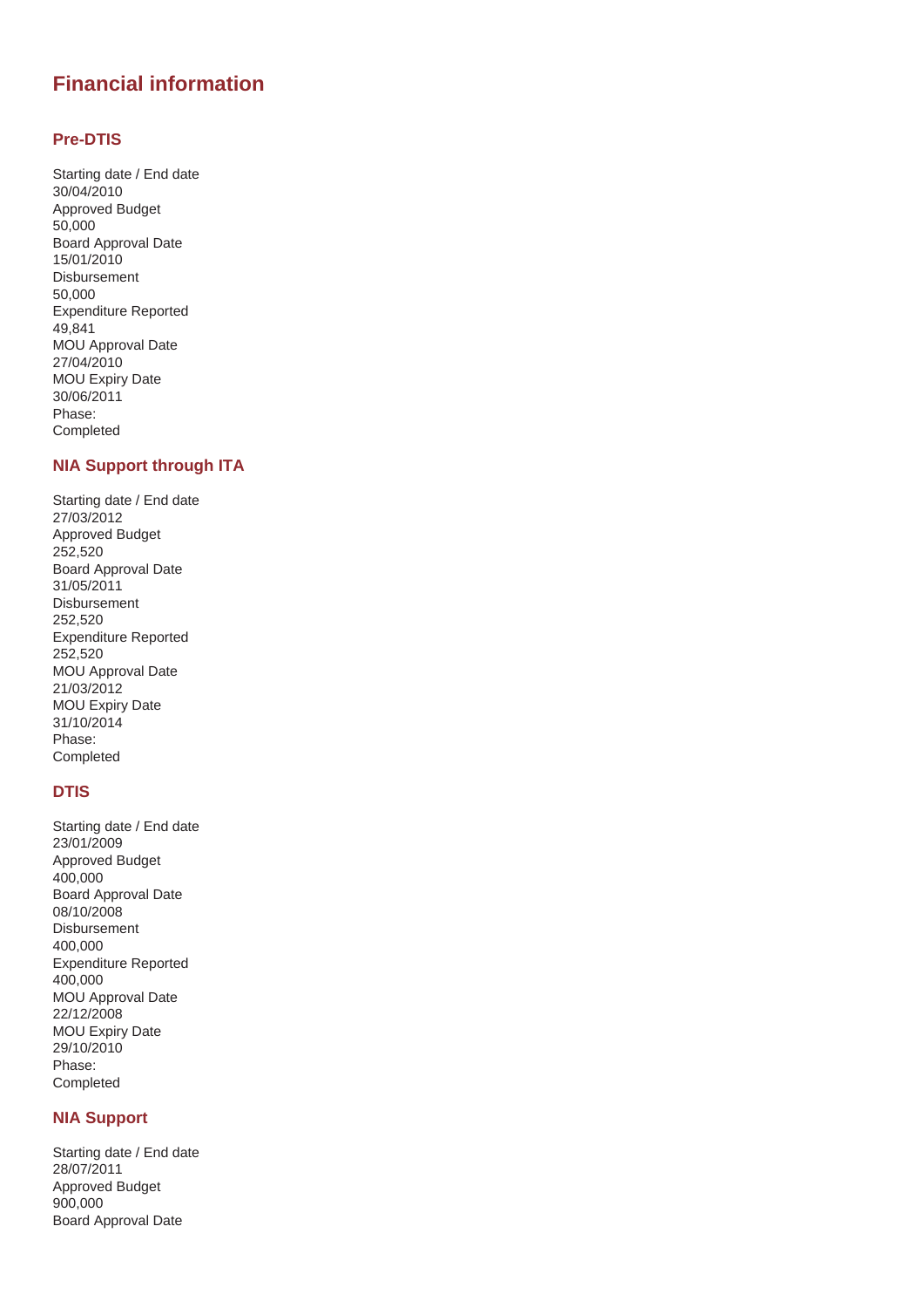## Financial information

### Pre-DTIS

Starting date / End date
30/04/2010
Approved Budget
50,000
Board Approval Date
15/01/2010
Disbursement
50,000
Expenditure Reported
49,841
MOU Approval Date
27/04/2010
MOU Expiry Date
30/06/2011
Phase:
Completed

### NIA Support through ITA

Starting date / End date
27/03/2012
Approved Budget
252,520
Board Approval Date
31/05/2011
Disbursement
252,520
Expenditure Reported
252,520
MOU Approval Date
21/03/2012
MOU Expiry Date
31/10/2014
Phase:
Completed

### DTIS

Starting date / End date
23/01/2009
Approved Budget
400,000
Board Approval Date
08/10/2008
Disbursement
400,000
Expenditure Reported
400,000
MOU Approval Date
22/12/2008
MOU Expiry Date
29/10/2010
Phase:
Completed

### NIA Support

Starting date / End date
28/07/2011
Approved Budget
900,000
Board Approval Date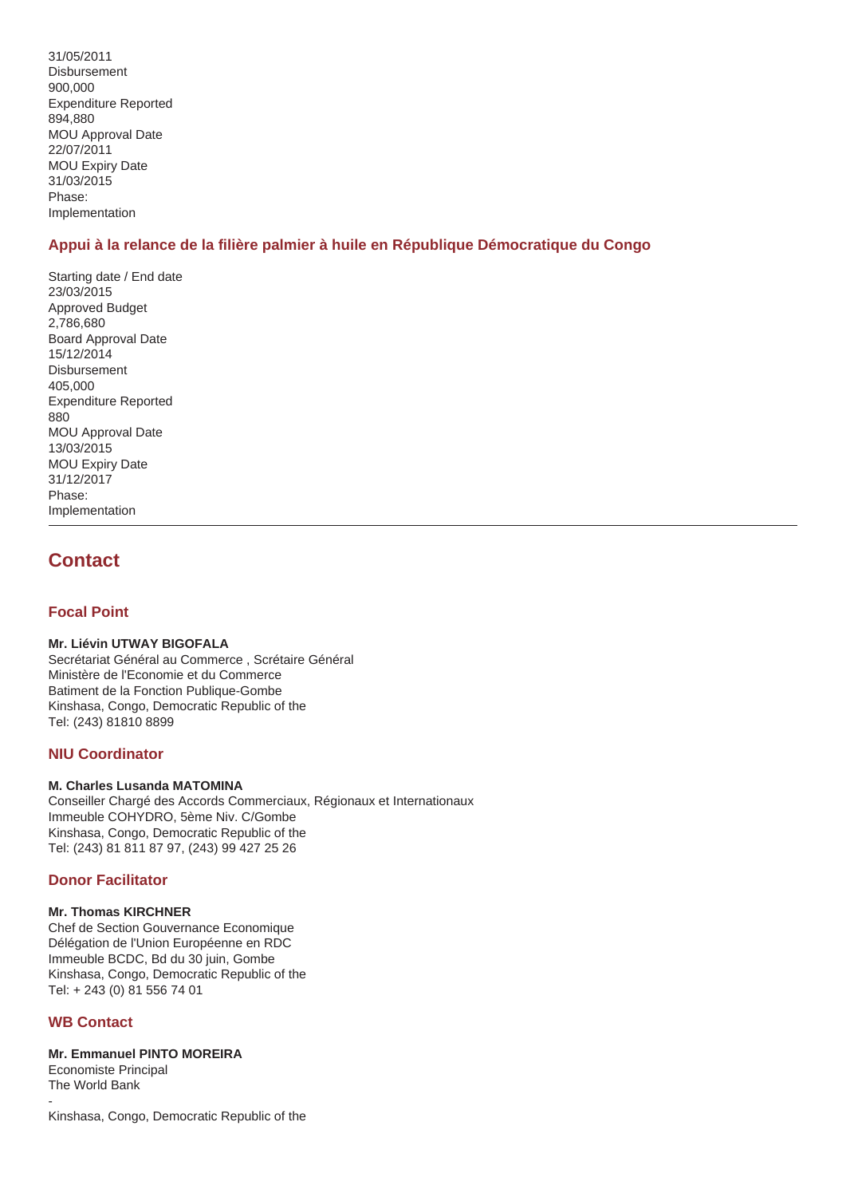31/05/2011
Disbursement
900,000
Expenditure Reported
894,880
MOU Approval Date
22/07/2011
MOU Expiry Date
31/03/2015
Phase:
Implementation

### Appui à la relance de la filière palmier à huile en République Démocratique du Congo

Starting date / End date
23/03/2015
Approved Budget
2,786,680
Board Approval Date
15/12/2014
Disbursement
405,000
Expenditure Reported
880
MOU Approval Date
13/03/2015
MOU Expiry Date
31/12/2017
Phase:
Implementation

---

## Contact

### Focal Point

**Mr. Liévin UTWAY BIGOFALA**
Secrétariat Général au Commerce , Scrétaire Général
Ministère de l'Economie et du Commerce
Batiment de la Fonction Publique-Gombe
Kinshasa, Congo, Democratic Republic of the
Tel: (243) 81810 8899

### NIU Coordinator

**M. Charles Lusanda MATOMINA**
Conseiller Chargé des Accords Commerciaux, Régionaux et Internationaux
Immeuble COHYDRO, 5ème Niv. C/Gombe
Kinshasa, Congo, Democratic Republic of the
Tel: (243) 81 811 87 97, (243) 99 427 25 26

### Donor Facilitator

**Mr. Thomas KIRCHNER**
Chef de Section Gouvernance Economique
Délégation de l'Union Européenne en RDC
Immeuble BCDC, Bd du 30 juin, Gombe
Kinshasa, Congo, Democratic Republic of the
Tel: + 243 (0) 81 556 74 01

### WB Contact

**Mr. Emmanuel PINTO MOREIRA**
Economiste Principal
The World Bank
-
Kinshasa, Congo, Democratic Republic of the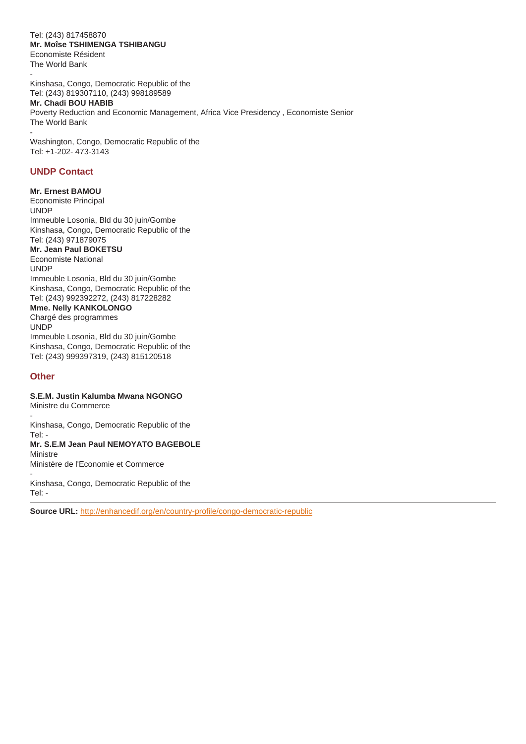Tel: (243) 817458870

**Mr. Moîse TSHIMENGA TSHIBANGU**
Economiste Résident
The World Bank
-
Kinshasa, Congo, Democratic Republic of the
Tel: (243) 819307110, (243) 998189589

**Mr. Chadi BOU HABIB**
Poverty Reduction and Economic Management, Africa Vice Presidency , Economiste Senior
The World Bank
-
Washington, Congo, Democratic Republic of the
Tel: +1-202- 473-3143

## UNDP Contact

**Mr. Ernest BAMOU**
Economiste Principal
UNDP
Immeuble Losonia, Bld du 30 juin/Gombe
Kinshasa, Congo, Democratic Republic of the
Tel: (243) 971879075

**Mr. Jean Paul BOKETSU**
Economiste National
UNDP
Immeuble Losonia, Bld du 30 juin/Gombe
Kinshasa, Congo, Democratic Republic of the
Tel: (243) 992392272, (243) 817228282

**Mme. Nelly KANKOLONGO**
Chargé des programmes
UNDP
Immeuble Losonia, Bld du 30 juin/Gombe
Kinshasa, Congo, Democratic Republic of the
Tel: (243) 999397319, (243) 815120518

## Other

**S.E.M. Justin Kalumba Mwana NGONGO**
Ministre du Commerce
-
Kinshasa, Congo, Democratic Republic of the
Tel: -

**Mr. S.E.M Jean Paul NEMOYATO BAGEBOLE**
Ministre
Ministère de l'Economie et Commerce
-
Kinshasa, Congo, Democratic Republic of the
Tel: -

---

**Source URL:** http://enhancedif.org/en/country-profile/congo-democratic-republic